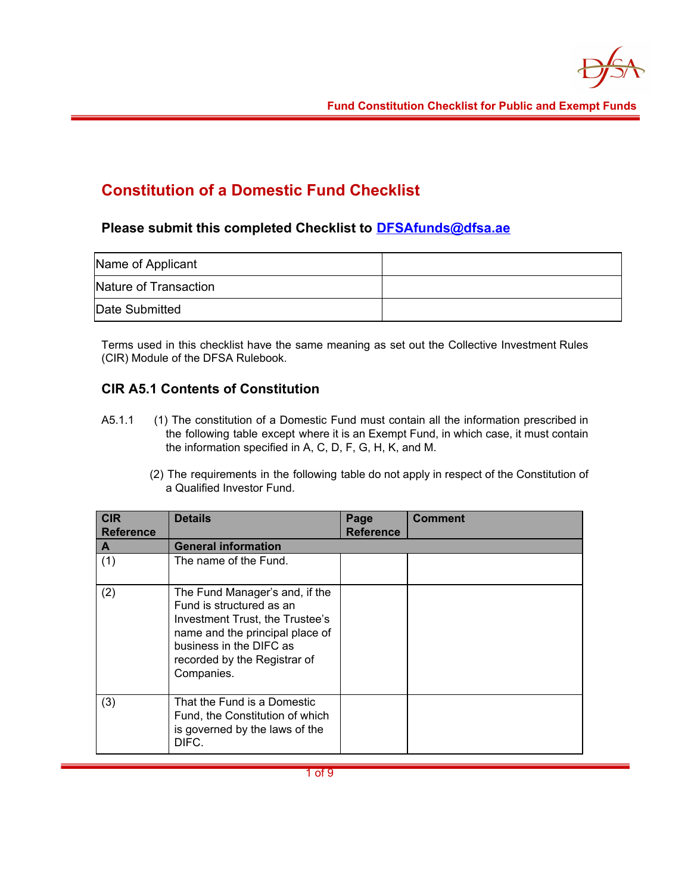# Constitution of a Domestic Fund Checklist

### Please submit this completed Checklist to DFSAfunds@dfsa.ae

| Name of Applicant | |
|---|---|
| Nature of Transaction | |
| Date Submitted | |

Terms used in this checklist have the same meaning as set out the Collective Investment Rules (CIR) Module of the DFSA Rulebook.

## CIR A5.1 Contents of Constitution

A5.1.1 (1) The constitution of a Domestic Fund must contain all the information prescribed in the following table except where it is an Exempt Fund, in which case, it must contain the information specified in A, C, D, F, G, H, K, and M.

(2) The requirements in the following table do not apply in respect of the Constitution of a Qualified Investor Fund.

| CIR Reference | Details | Page Reference | Comment |
|---|---|---|---|
| **A** | **General information** | | |
| (1) | The name of the Fund. | | |
| (2) | The Fund Manager's and, if the Fund is structured as an Investment Trust, the Trustee's name and the principal place of business in the DIFC as recorded by the Registrar of Companies. | | |
| (3) | That the Fund is a Domestic Fund, the Constitution of which is governed by the laws of the DIFC. | | |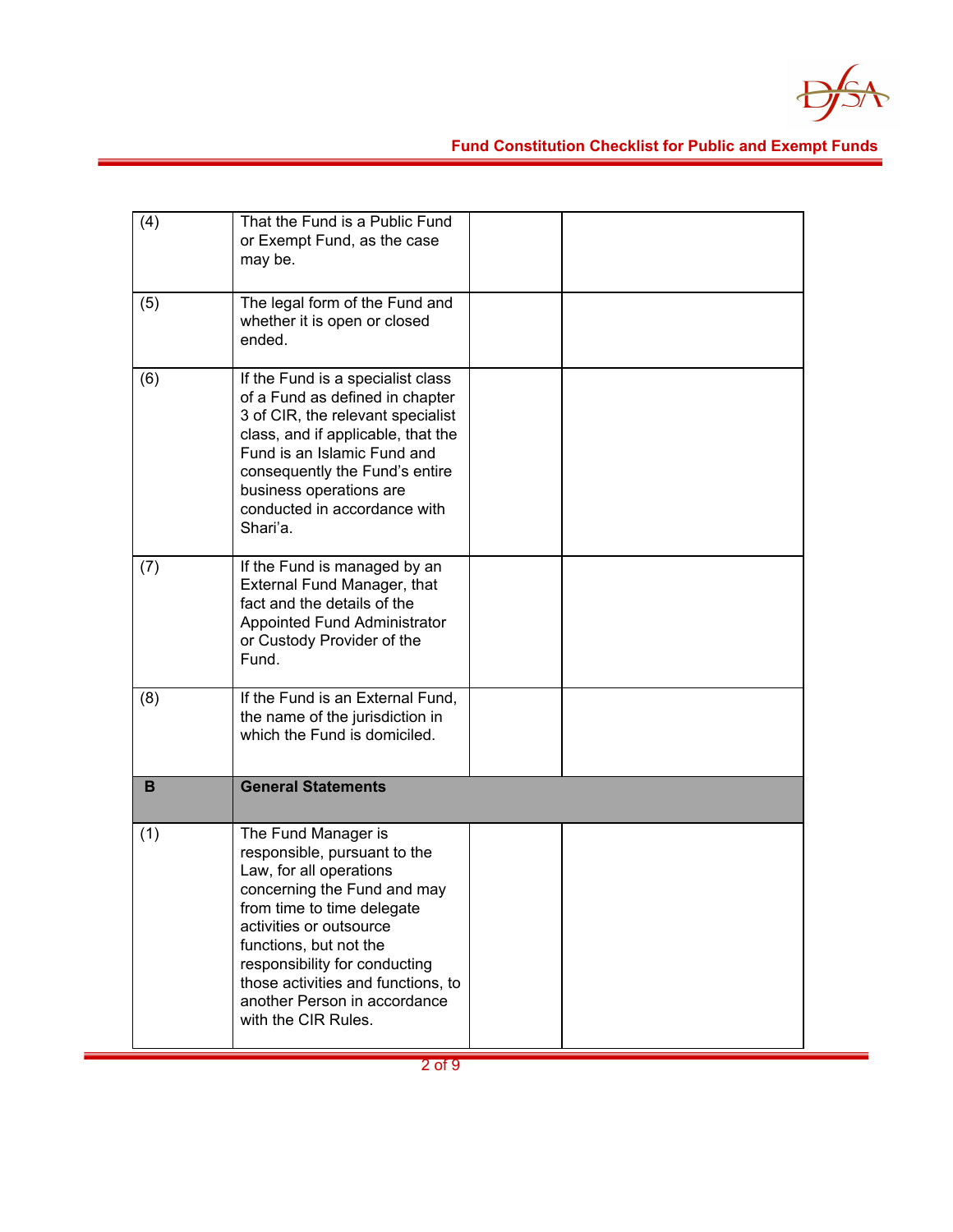| | | | |
|---|---|---|---|
| (4) | That the Fund is a Public Fund or Exempt Fund, as the case may be. | | |
| (5) | The legal form of the Fund and whether it is open or closed ended. | | |
| (6) | If the Fund is a specialist class of a Fund as defined in chapter 3 of CIR, the relevant specialist class, and if applicable, that the Fund is an Islamic Fund and consequently the Fund's entire business operations are conducted in accordance with Shari'a. | | |
| (7) | If the Fund is managed by an External Fund Manager, that fact and the details of the Appointed Fund Administrator or Custody Provider of the Fund. | | |
| (8) | If the Fund is an External Fund, the name of the jurisdiction in which the Fund is domiciled. | | |
| **B** | **General Statements** | | |
| (1) | The Fund Manager is responsible, pursuant to the Law, for all operations concerning the Fund and may from time to time delegate activities or outsource functions, but not the responsibility for conducting those activities and functions, to another Person in accordance with the CIR Rules. | | |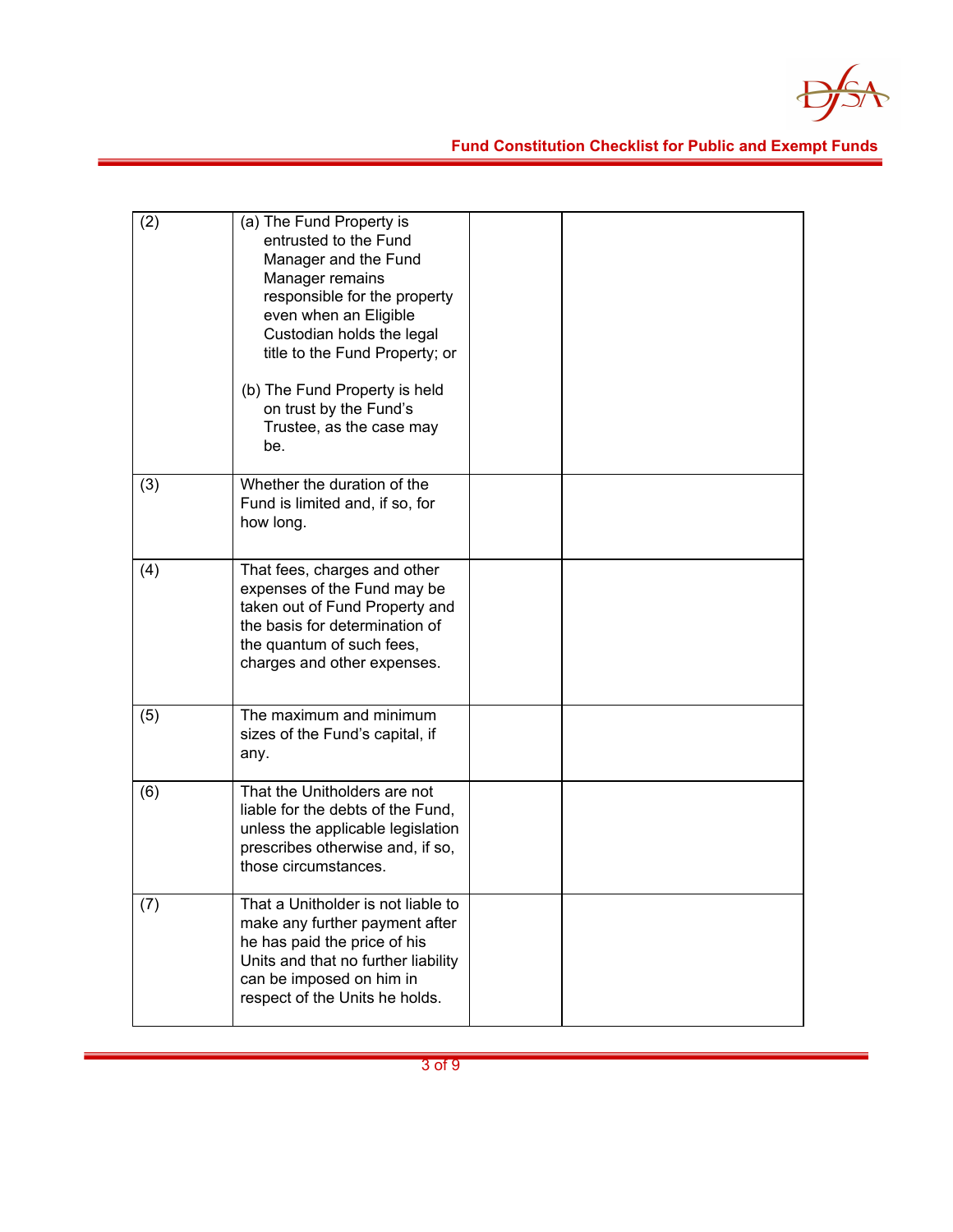| | | | |
|---|---|---|---|
| (2) | (a) The Fund Property is entrusted to the Fund Manager and the Fund Manager remains responsible for the property even when an Eligible Custodian holds the legal title to the Fund Property; or<br><br>(b) The Fund Property is held on trust by the Fund's Trustee, as the case may be. | | |
| (3) | Whether the duration of the Fund is limited and, if so, for how long. | | |
| (4) | That fees, charges and other expenses of the Fund may be taken out of Fund Property and the basis for determination of the quantum of such fees, charges and other expenses. | | |
| (5) | The maximum and minimum sizes of the Fund's capital, if any. | | |
| (6) | That the Unitholders are not liable for the debts of the Fund, unless the applicable legislation prescribes otherwise and, if so, those circumstances. | | |
| (7) | That a Unitholder is not liable to make any further payment after he has paid the price of his Units and that no further liability can be imposed on him in respect of the Units he holds. | | |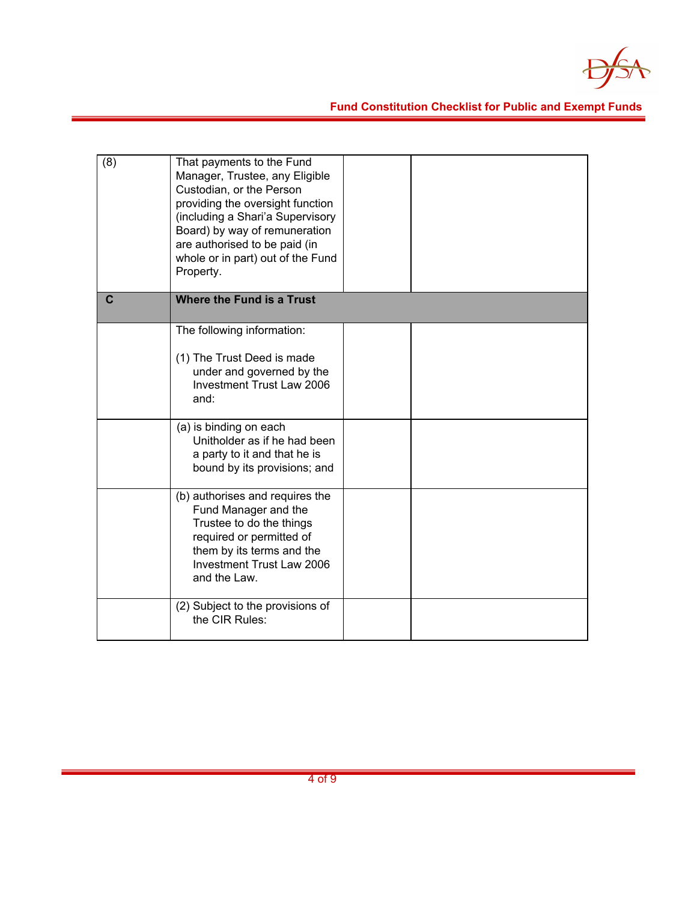| | | | |
|---|---|---|---|
| (8) | That payments to the Fund Manager, Trustee, any Eligible Custodian, or the Person providing the oversight function (including a Shari'a Supervisory Board) by way of remuneration are authorised to be paid (in whole or in part) out of the Fund Property. | | |
| **C** | **Where the Fund is a Trust** | | |
| | The following information:<br><br>(1) The Trust Deed is made under and governed by the Investment Trust Law 2006 and: | | |
| | (a) is binding on each Unitholder as if he had been a party to it and that he is bound by its provisions; and | | |
| | (b) authorises and requires the Fund Manager and the Trustee to do the things required or permitted of them by its terms and the Investment Trust Law 2006 and the Law. | | |
| | (2) Subject to the provisions of the CIR Rules: | | |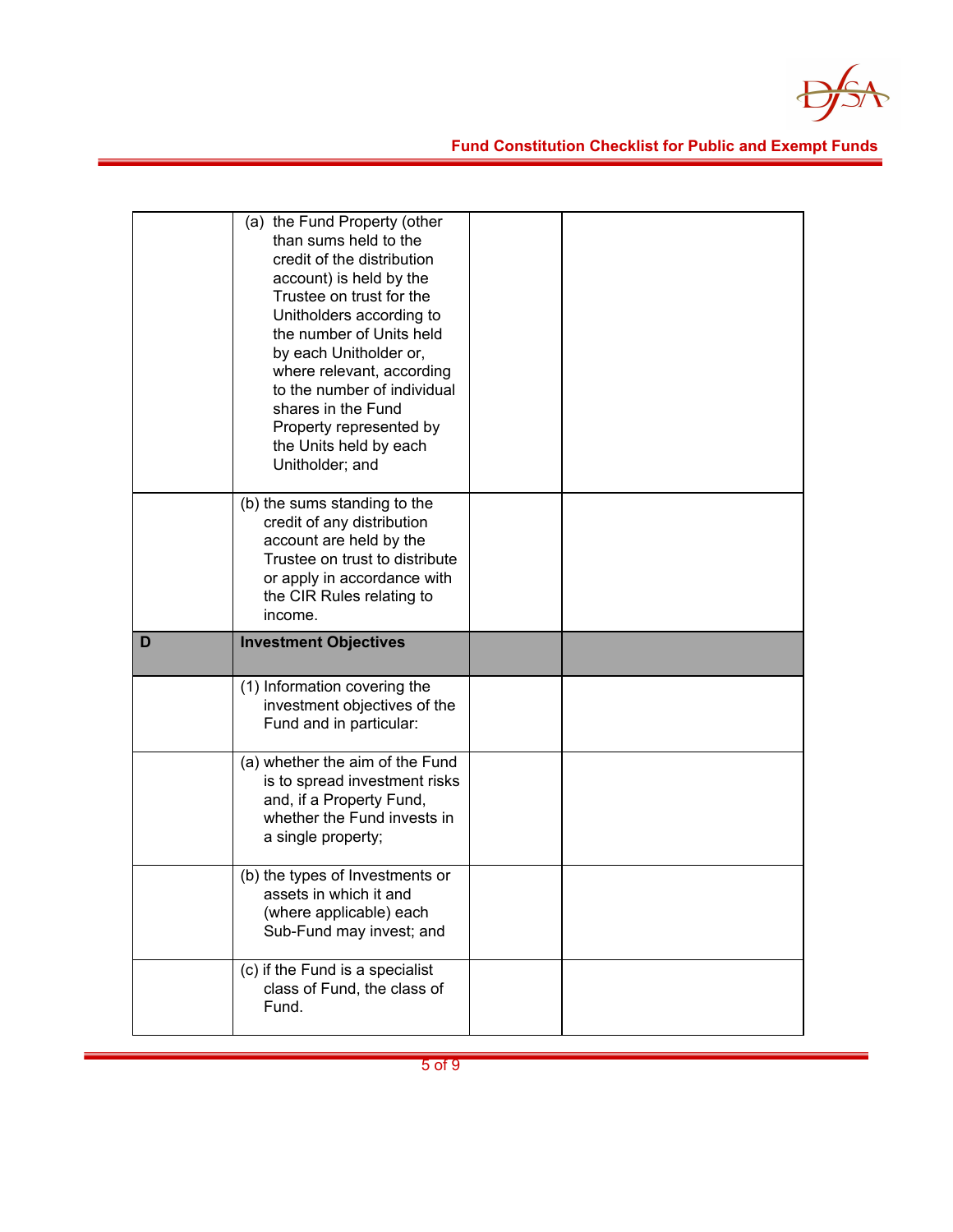| | | | |
|---|---|---|---|
| | (a) the Fund Property (other than sums held to the credit of the distribution account) is held by the Trustee on trust for the Unitholders according to the number of Units held by each Unitholder or, where relevant, according to the number of individual shares in the Fund Property represented by the Units held by each Unitholder; and | | |
| | (b) the sums standing to the credit of any distribution account are held by the Trustee on trust to distribute or apply in accordance with the CIR Rules relating to income. | | |
| **D** | **Investment Objectives** | | |
| | (1) Information covering the investment objectives of the Fund and in particular: | | |
| | (a) whether the aim of the Fund is to spread investment risks and, if a Property Fund, whether the Fund invests in a single property; | | |
| | (b) the types of Investments or assets in which it and (where applicable) each Sub-Fund may invest; and | | |
| | (c) if the Fund is a specialist class of Fund, the class of Fund. | | |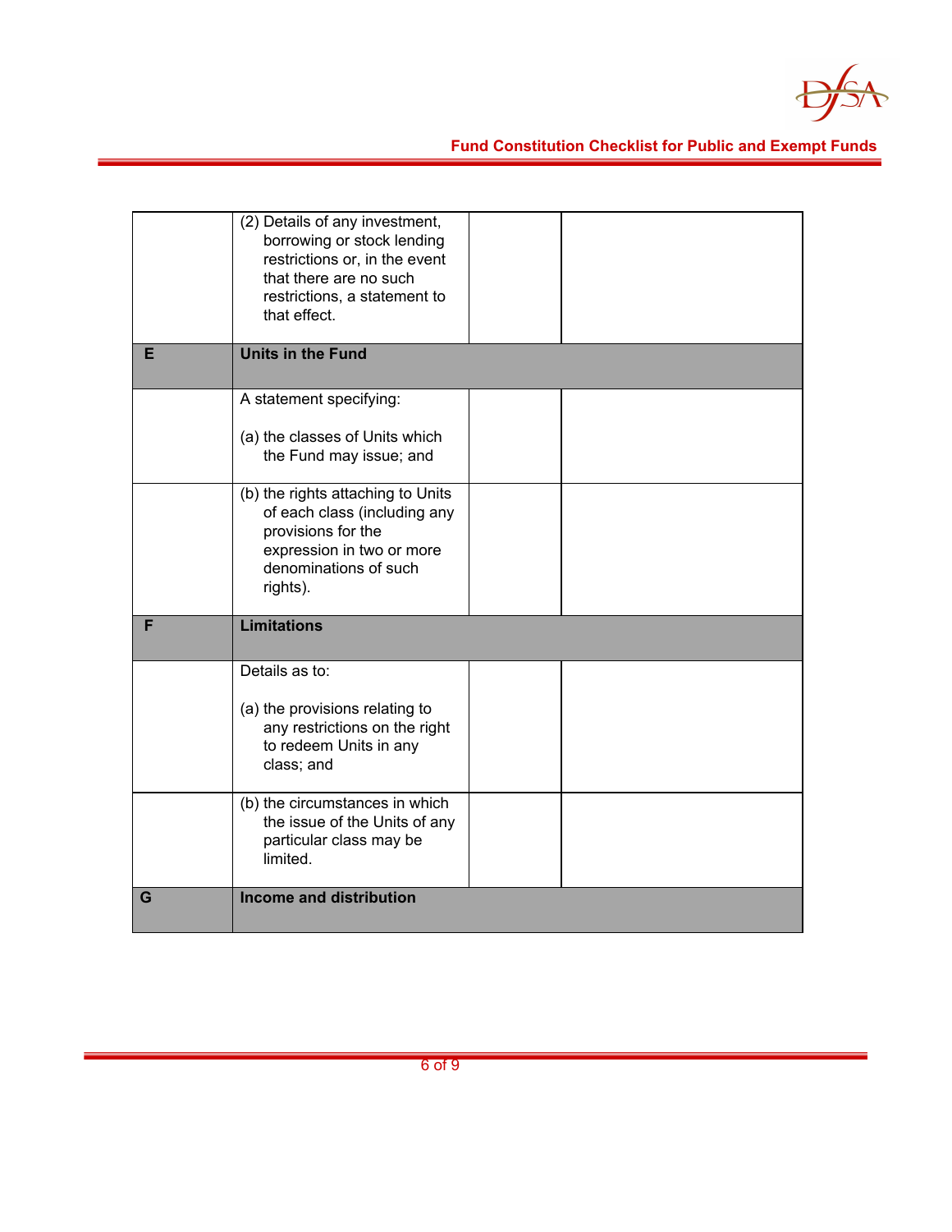| | | | |
|---|---|---|---|
| | (2) Details of any investment, borrowing or stock lending restrictions or, in the event that there are no such restrictions, a statement to that effect. | | |
| **E** | **Units in the Fund** | | |
| | A statement specifying:<br><br>(a) the classes of Units which the Fund may issue; and | | |
| | (b) the rights attaching to Units of each class (including any provisions for the expression in two or more denominations of such rights). | | |
| **F** | **Limitations** | | |
| | Details as to:<br><br>(a) the provisions relating to any restrictions on the right to redeem Units in any class; and | | |
| | (b) the circumstances in which the issue of the Units of any particular class may be limited. | | |
| **G** | **Income and distribution** | | |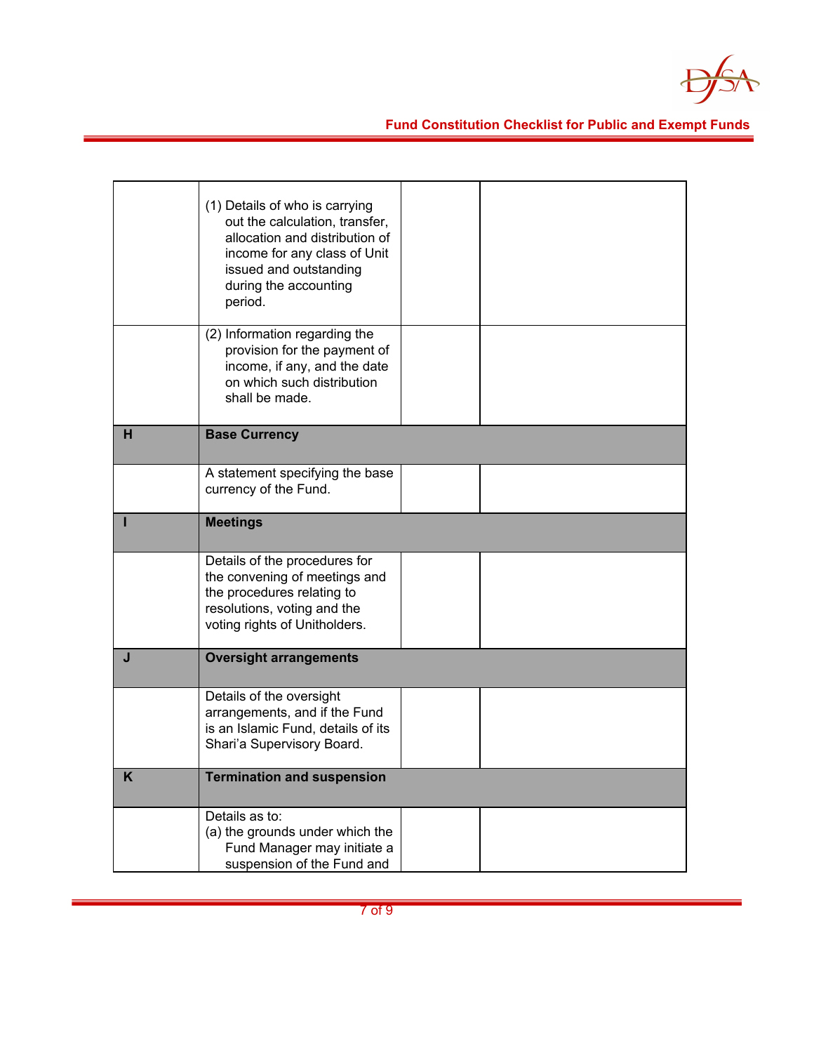|  |  |  |  |
|---|---|---|---|
|  | (1) Details of who is carrying out the calculation, transfer, allocation and distribution of income for any class of Unit issued and outstanding during the accounting period. |  |  |
|  | (2) Information regarding the provision for the payment of income, if any, and the date on which such distribution shall be made. |  |  |
| **H** | **Base Currency** |  |  |
|  | A statement specifying the base currency of the Fund. |  |  |
| **I** | **Meetings** |  |  |
|  | Details of the procedures for the convening of meetings and the procedures relating to resolutions, voting and the voting rights of Unitholders. |  |  |
| **J** | **Oversight arrangements** |  |  |
|  | Details of the oversight arrangements, and if the Fund is an Islamic Fund, details of its Shari'a Supervisory Board. |  |  |
| **K** | **Termination and suspension** |  |  |
|  | Details as to:<br>(a) the grounds under which the Fund Manager may initiate a suspension of the Fund and |  |  |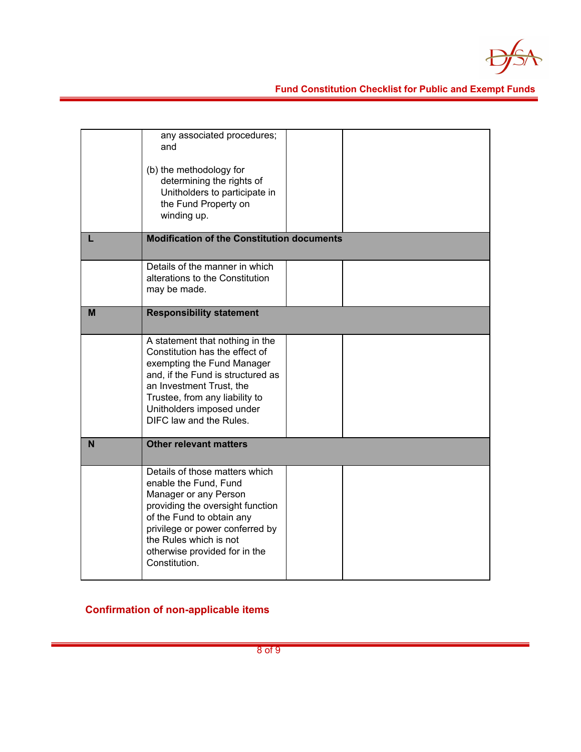| | | | |
|---|---|---|---|
| | any associated procedures; and<br><br>(b) the methodology for determining the rights of Unitholders to participate in the Fund Property on winding up. | | |
| **L** | **Modification of the Constitution documents** | | |
| | Details of the manner in which alterations to the Constitution may be made. | | |
| **M** | **Responsibility statement** | | |
| | A statement that nothing in the Constitution has the effect of exempting the Fund Manager and, if the Fund is structured as an Investment Trust, the Trustee, from any liability to Unitholders imposed under DIFC law and the Rules. | | |
| **N** | **Other relevant matters** | | |
| | Details of those matters which enable the Fund, Fund Manager or any Person providing the oversight function of the Fund to obtain any privilege or power conferred by the Rules which is not otherwise provided for in the Constitution. | | |

## Confirmation of non-applicable items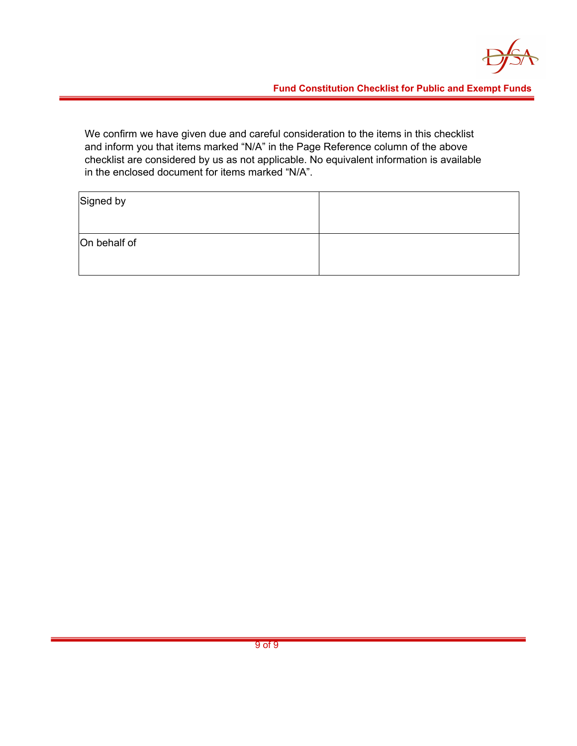We confirm we have given due and careful consideration to the items in this checklist and inform you that items marked “N/A” in the Page Reference column of the above checklist are considered by us as not applicable. No equivalent information is available in the enclosed document for items marked “N/A”.

| | |
|---|---|
| Signed by | |
| On behalf of | |